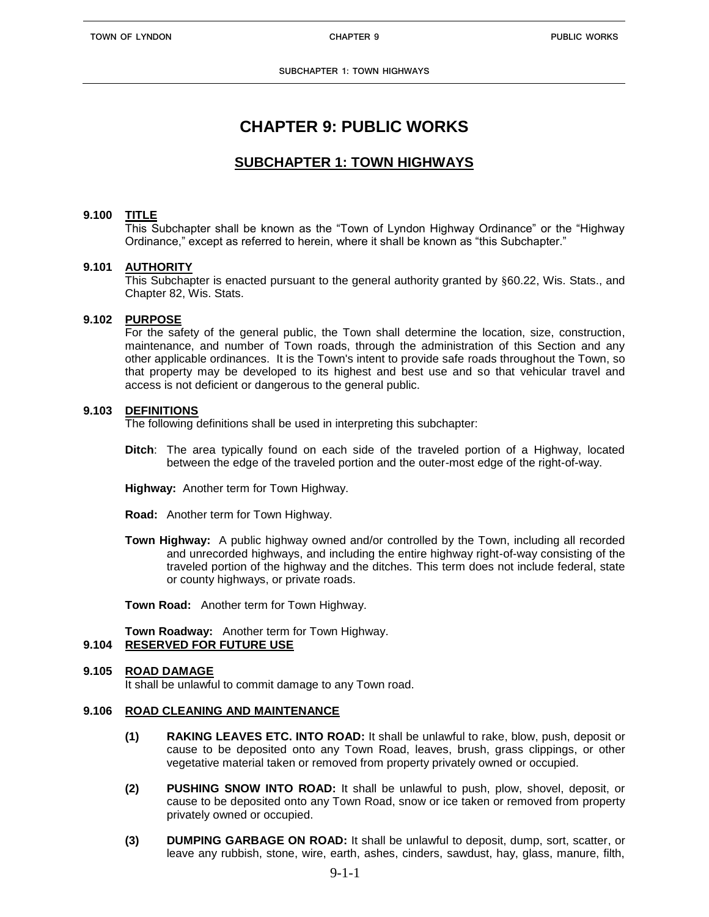# CHAPTER 9: PUBLIC WORKS

## SUBCHAPTER 1: TOWN HIGHWAYS

**9.100 TITLE**

This Subchapter shall be known as the "Town of Lyndon Highway Ordinance" or the "Highway Ordinance," except as referred to herein, where it shall be known as "this Subchapter."

**9.101 AUTHORITY**

This Subchapter is enacted pursuant to the general authority granted by §60.22, Wis. Stats., and Chapter 82, Wis. Stats.

**9.102 PURPOSE**

For the safety of the general public, the Town shall determine the location, size, construction, maintenance, and number of Town roads, through the administration of this Section and any other applicable ordinances. It is the Town's intent to provide safe roads throughout the Town, so that property may be developed to its highest and best use and so that vehicular travel and access is not deficient or dangerous to the general public.

**9.103 DEFINITIONS**

The following definitions shall be used in interpreting this subchapter:

**Ditch**: The area typically found on each side of the traveled portion of a Highway, located between the edge of the traveled portion and the outer-most edge of the right-of-way.

**Highway:** Another term for Town Highway.

**Road:** Another term for Town Highway.

**Town Highway:** A public highway owned and/or controlled by the Town, including all recorded and unrecorded highways, and including the entire highway right-of-way consisting of the traveled portion of the highway and the ditches. This term does not include federal, state or county highways, or private roads.

**Town Road:** Another term for Town Highway.

**Town Roadway:** Another term for Town Highway.

**9.104 RESERVED FOR FUTURE USE**

**9.105 ROAD DAMAGE**

It shall be unlawful to commit damage to any Town road.

**9.106 ROAD CLEANING AND MAINTENANCE**

**(1) RAKING LEAVES ETC. INTO ROAD:** It shall be unlawful to rake, blow, push, deposit or cause to be deposited onto any Town Road, leaves, brush, grass clippings, or other vegetative material taken or removed from property privately owned or occupied.

**(2) PUSHING SNOW INTO ROAD:** It shall be unlawful to push, plow, shovel, deposit, or cause to be deposited onto any Town Road, snow or ice taken or removed from property privately owned or occupied.

**(3) DUMPING GARBAGE ON ROAD:** It shall be unlawful to deposit, dump, sort, scatter, or leave any rubbish, stone, wire, earth, ashes, cinders, sawdust, hay, glass, manure, filth,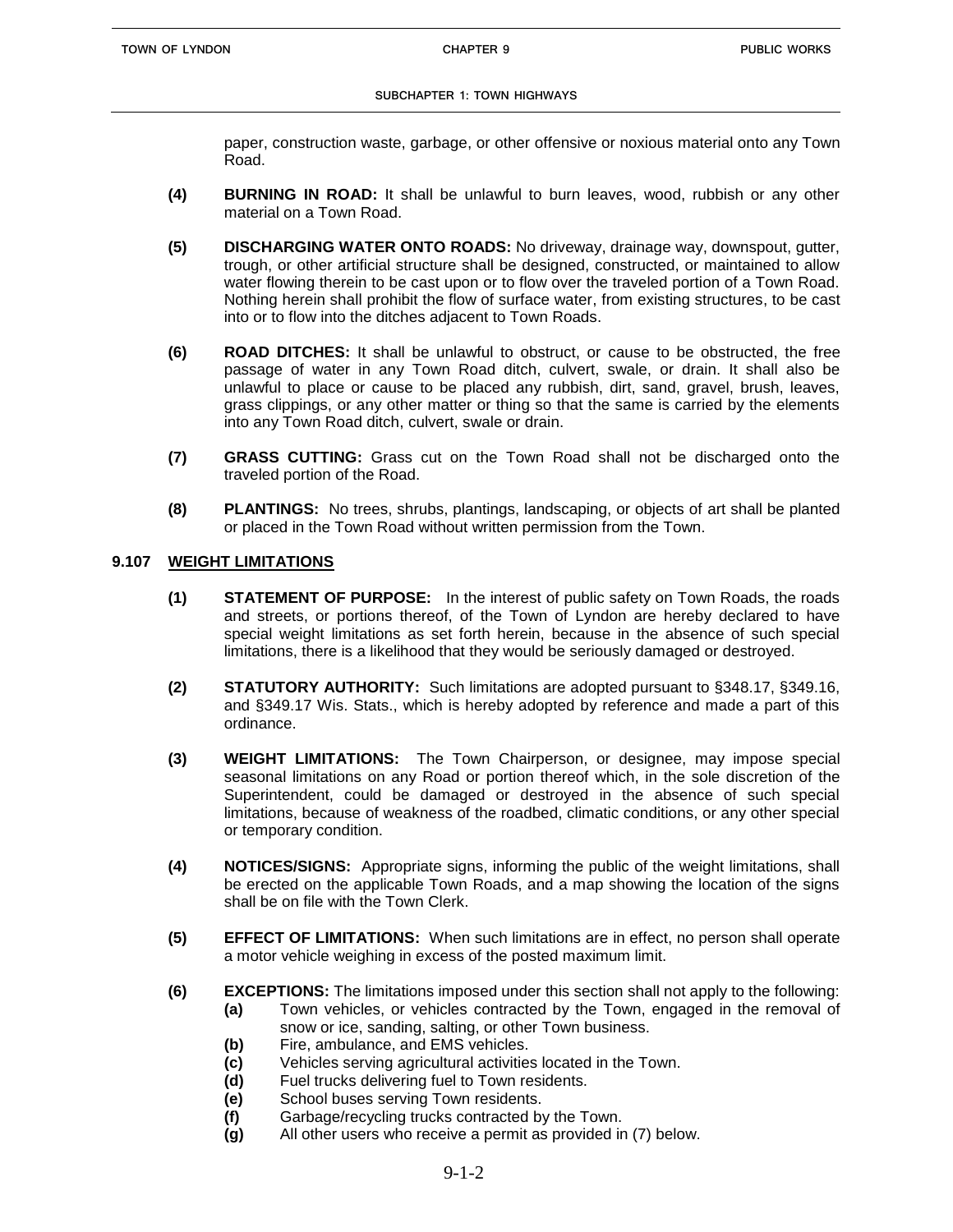paper, construction waste, garbage, or other offensive or noxious material onto any Town Road.

**(4)** **BURNING IN ROAD:** It shall be unlawful to burn leaves, wood, rubbish or any other material on a Town Road.

**(5)** **DISCHARGING WATER ONTO ROADS:** No driveway, drainage way, downspout, gutter, trough, or other artificial structure shall be designed, constructed, or maintained to allow water flowing therein to be cast upon or to flow over the traveled portion of a Town Road. Nothing herein shall prohibit the flow of surface water, from existing structures, to be cast into or to flow into the ditches adjacent to Town Roads.

**(6)** **ROAD DITCHES:** It shall be unlawful to obstruct, or cause to be obstructed, the free passage of water in any Town Road ditch, culvert, swale, or drain. It shall also be unlawful to place or cause to be placed any rubbish, dirt, sand, gravel, brush, leaves, grass clippings, or any other matter or thing so that the same is carried by the elements into any Town Road ditch, culvert, swale or drain.

**(7)** **GRASS CUTTING:** Grass cut on the Town Road shall not be discharged onto the traveled portion of the Road.

**(8)** **PLANTINGS:** No trees, shrubs, plantings, landscaping, or objects of art shall be planted or placed in the Town Road without written permission from the Town.

## 9.107 WEIGHT LIMITATIONS

**(1)** **STATEMENT OF PURPOSE:** In the interest of public safety on Town Roads, the roads and streets, or portions thereof, of the Town of Lyndon are hereby declared to have special weight limitations as set forth herein, because in the absence of such special limitations, there is a likelihood that they would be seriously damaged or destroyed.

**(2)** **STATUTORY AUTHORITY:** Such limitations are adopted pursuant to §348.17, §349.16, and §349.17 Wis. Stats., which is hereby adopted by reference and made a part of this ordinance.

**(3)** **WEIGHT LIMITATIONS:** The Town Chairperson, or designee, may impose special seasonal limitations on any Road or portion thereof which, in the sole discretion of the Superintendent, could be damaged or destroyed in the absence of such special limitations, because of weakness of the roadbed, climatic conditions, or any other special or temporary condition.

**(4)** **NOTICES/SIGNS:** Appropriate signs, informing the public of the weight limitations, shall be erected on the applicable Town Roads, and a map showing the location of the signs shall be on file with the Town Clerk.

**(5)** **EFFECT OF LIMITATIONS:** When such limitations are in effect, no person shall operate a motor vehicle weighing in excess of the posted maximum limit.

**(6)** **EXCEPTIONS:** The limitations imposed under this section shall not apply to the following:

- **(a)** Town vehicles, or vehicles contracted by the Town, engaged in the removal of snow or ice, sanding, salting, or other Town business.
- **(b)** Fire, ambulance, and EMS vehicles.
- **(c)** Vehicles serving agricultural activities located in the Town.
- **(d)** Fuel trucks delivering fuel to Town residents.
- **(e)** School buses serving Town residents.
- **(f)** Garbage/recycling trucks contracted by the Town.
- **(g)** All other users who receive a permit as provided in (7) below.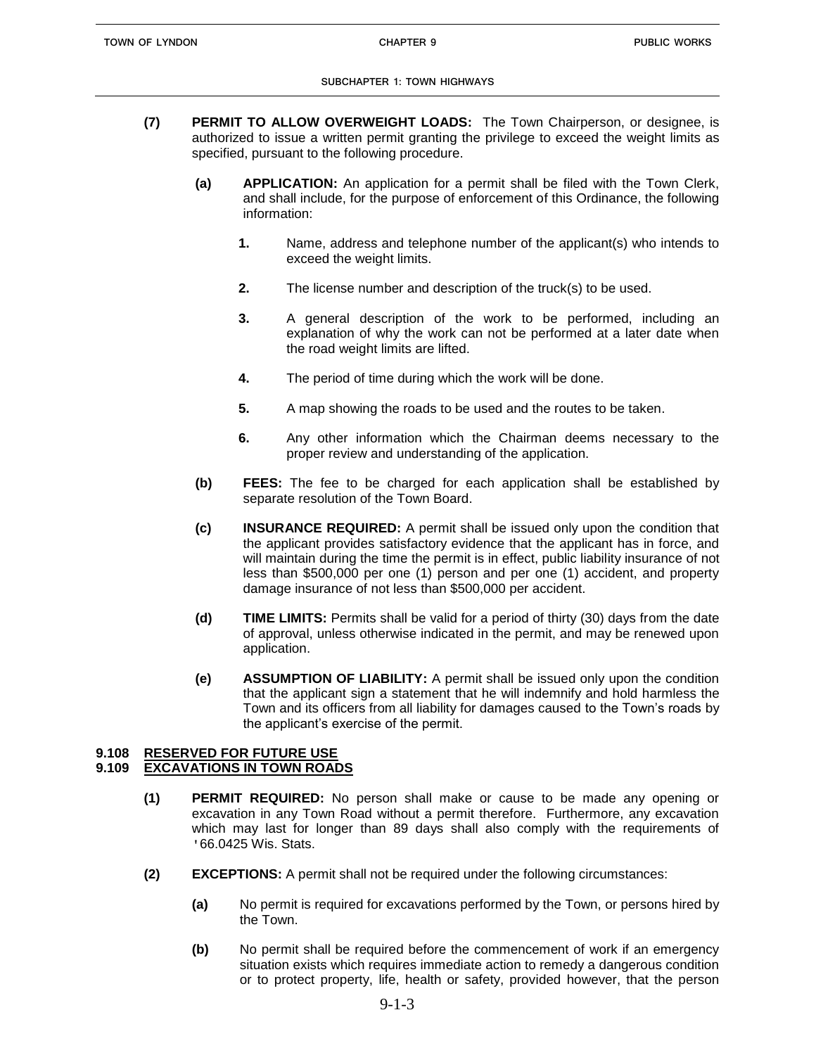**(7) PERMIT TO ALLOW OVERWEIGHT LOADS:** The Town Chairperson, or designee, is authorized to issue a written permit granting the privilege to exceed the weight limits as specified, pursuant to the following procedure.

**(a) APPLICATION:** An application for a permit shall be filed with the Town Clerk, and shall include, for the purpose of enforcement of this Ordinance, the following information:

**1.** Name, address and telephone number of the applicant(s) who intends to exceed the weight limits.

**2.** The license number and description of the truck(s) to be used.

**3.** A general description of the work to be performed, including an explanation of why the work can not be performed at a later date when the road weight limits are lifted.

**4.** The period of time during which the work will be done.

**5.** A map showing the roads to be used and the routes to be taken.

**6.** Any other information which the Chairman deems necessary to the proper review and understanding of the application.

**(b) FEES:** The fee to be charged for each application shall be established by separate resolution of the Town Board.

**(c) INSURANCE REQUIRED:** A permit shall be issued only upon the condition that the applicant provides satisfactory evidence that the applicant has in force, and will maintain during the time the permit is in effect, public liability insurance of not less than $500,000 per one (1) person and per one (1) accident, and property damage insurance of not less than $500,000 per accident.

**(d) TIME LIMITS:** Permits shall be valid for a period of thirty (30) days from the date of approval, unless otherwise indicated in the permit, and may be renewed upon application.

**(e) ASSUMPTION OF LIABILITY:** A permit shall be issued only upon the condition that the applicant sign a statement that he will indemnify and hold harmless the Town and its officers from all liability for damages caused to the Town's roads by the applicant's exercise of the permit.

## 9.108 RESERVED FOR FUTURE USE

## 9.109 EXCAVATIONS IN TOWN ROADS

**(1) PERMIT REQUIRED:** No person shall make or cause to be made any opening or excavation in any Town Road without a permit therefore. Furthermore, any excavation which may last for longer than 89 days shall also comply with the requirements of '66.0425 Wis. Stats.

**(2) EXCEPTIONS:** A permit shall not be required under the following circumstances:

**(a)** No permit is required for excavations performed by the Town, or persons hired by the Town.

**(b)** No permit shall be required before the commencement of work if an emergency situation exists which requires immediate action to remedy a dangerous condition or to protect property, life, health or safety, provided however, that the person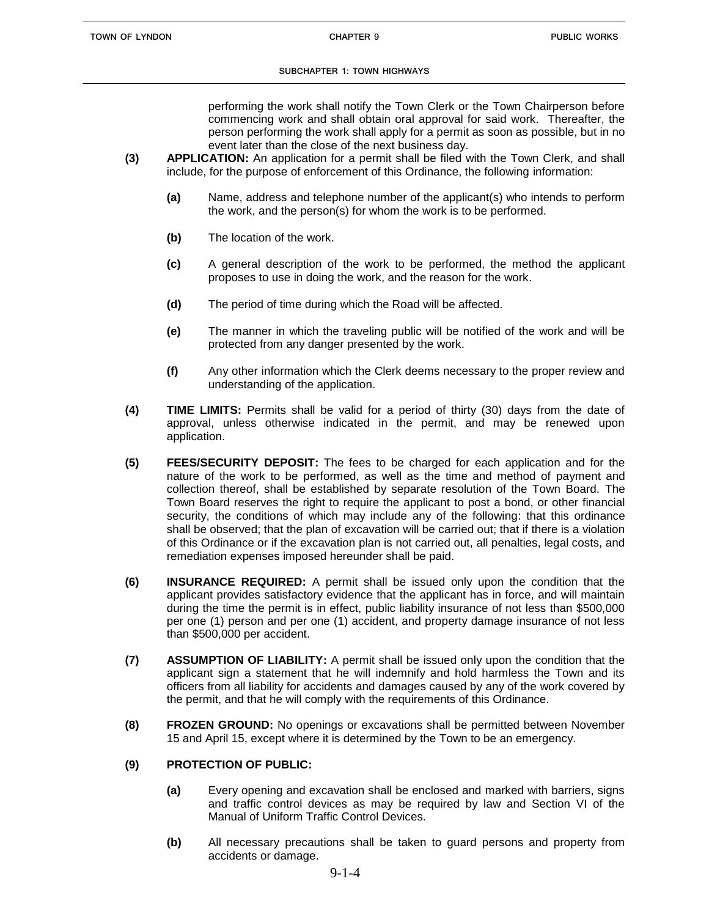performing the work shall notify the Town Clerk or the Town Chairperson before commencing work and shall obtain oral approval for said work. Thereafter, the person performing the work shall apply for a permit as soon as possible, but in no event later than the close of the next business day.

**(3) APPLICATION:** An application for a permit shall be filed with the Town Clerk, and shall include, for the purpose of enforcement of this Ordinance, the following information:

- **(a)** Name, address and telephone number of the applicant(s) who intends to perform the work, and the person(s) for whom the work is to be performed.
- **(b)** The location of the work.
- **(c)** A general description of the work to be performed, the method the applicant proposes to use in doing the work, and the reason for the work.
- **(d)** The period of time during which the Road will be affected.
- **(e)** The manner in which the traveling public will be notified of the work and will be protected from any danger presented by the work.
- **(f)** Any other information which the Clerk deems necessary to the proper review and understanding of the application.

**(4) TIME LIMITS:** Permits shall be valid for a period of thirty (30) days from the date of approval, unless otherwise indicated in the permit, and may be renewed upon application.

**(5) FEES/SECURITY DEPOSIT:** The fees to be charged for each application and for the nature of the work to be performed, as well as the time and method of payment and collection thereof, shall be established by separate resolution of the Town Board. The Town Board reserves the right to require the applicant to post a bond, or other financial security, the conditions of which may include any of the following: that this ordinance shall be observed; that the plan of excavation will be carried out; that if there is a violation of this Ordinance or if the excavation plan is not carried out, all penalties, legal costs, and remediation expenses imposed hereunder shall be paid.

**(6) INSURANCE REQUIRED:** A permit shall be issued only upon the condition that the applicant provides satisfactory evidence that the applicant has in force, and will maintain during the time the permit is in effect, public liability insurance of not less than $500,000 per one (1) person and per one (1) accident, and property damage insurance of not less than $500,000 per accident.

**(7) ASSUMPTION OF LIABILITY:** A permit shall be issued only upon the condition that the applicant sign a statement that he will indemnify and hold harmless the Town and its officers from all liability for accidents and damages caused by any of the work covered by the permit, and that he will comply with the requirements of this Ordinance.

**(8) FROZEN GROUND:** No openings or excavations shall be permitted between November 15 and April 15, except where it is determined by the Town to be an emergency.

**(9) PROTECTION OF PUBLIC:**

- **(a)** Every opening and excavation shall be enclosed and marked with barriers, signs and traffic control devices as may be required by law and Section VI of the Manual of Uniform Traffic Control Devices.
- **(b)** All necessary precautions shall be taken to guard persons and property from accidents or damage.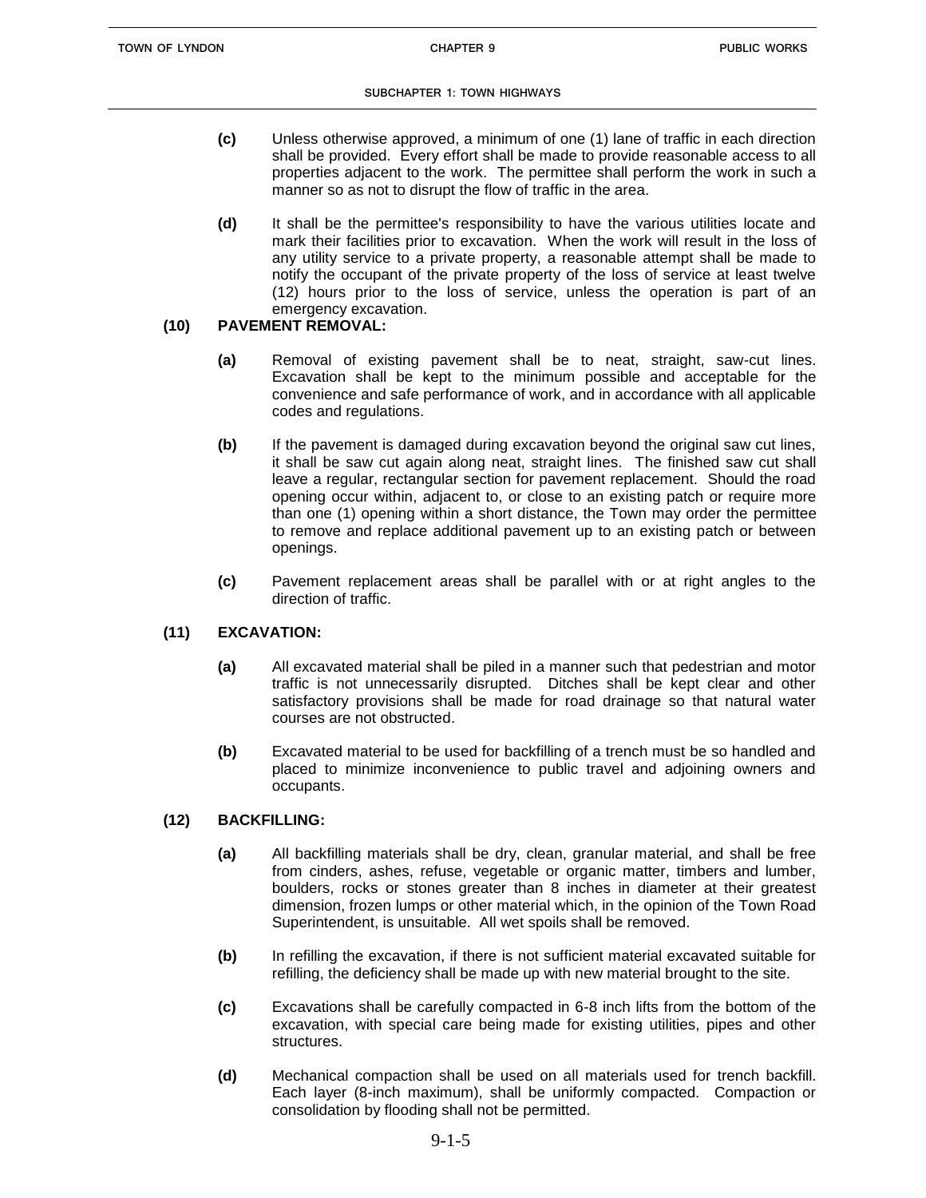**(c)** Unless otherwise approved, a minimum of one (1) lane of traffic in each direction shall be provided. Every effort shall be made to provide reasonable access to all properties adjacent to the work. The permittee shall perform the work in such a manner so as not to disrupt the flow of traffic in the area.

**(d)** It shall be the permittee's responsibility to have the various utilities locate and mark their facilities prior to excavation. When the work will result in the loss of any utility service to a private property, a reasonable attempt shall be made to notify the occupant of the private property of the loss of service at least twelve (12) hours prior to the loss of service, unless the operation is part of an emergency excavation.

**(10) PAVEMENT REMOVAL:**

**(a)** Removal of existing pavement shall be to neat, straight, saw-cut lines. Excavation shall be kept to the minimum possible and acceptable for the convenience and safe performance of work, and in accordance with all applicable codes and regulations.

**(b)** If the pavement is damaged during excavation beyond the original saw cut lines, it shall be saw cut again along neat, straight lines. The finished saw cut shall leave a regular, rectangular section for pavement replacement. Should the road opening occur within, adjacent to, or close to an existing patch or require more than one (1) opening within a short distance, the Town may order the permittee to remove and replace additional pavement up to an existing patch or between openings.

**(c)** Pavement replacement areas shall be parallel with or at right angles to the direction of traffic.

**(11) EXCAVATION:**

**(a)** All excavated material shall be piled in a manner such that pedestrian and motor traffic is not unnecessarily disrupted. Ditches shall be kept clear and other satisfactory provisions shall be made for road drainage so that natural water courses are not obstructed.

**(b)** Excavated material to be used for backfilling of a trench must be so handled and placed to minimize inconvenience to public travel and adjoining owners and occupants.

**(12) BACKFILLING:**

**(a)** All backfilling materials shall be dry, clean, granular material, and shall be free from cinders, ashes, refuse, vegetable or organic matter, timbers and lumber, boulders, rocks or stones greater than 8 inches in diameter at their greatest dimension, frozen lumps or other material which, in the opinion of the Town Road Superintendent, is unsuitable. All wet spoils shall be removed.

**(b)** In refilling the excavation, if there is not sufficient material excavated suitable for refilling, the deficiency shall be made up with new material brought to the site.

**(c)** Excavations shall be carefully compacted in 6-8 inch lifts from the bottom of the excavation, with special care being made for existing utilities, pipes and other structures.

**(d)** Mechanical compaction shall be used on all materials used for trench backfill. Each layer (8-inch maximum), shall be uniformly compacted. Compaction or consolidation by flooding shall not be permitted.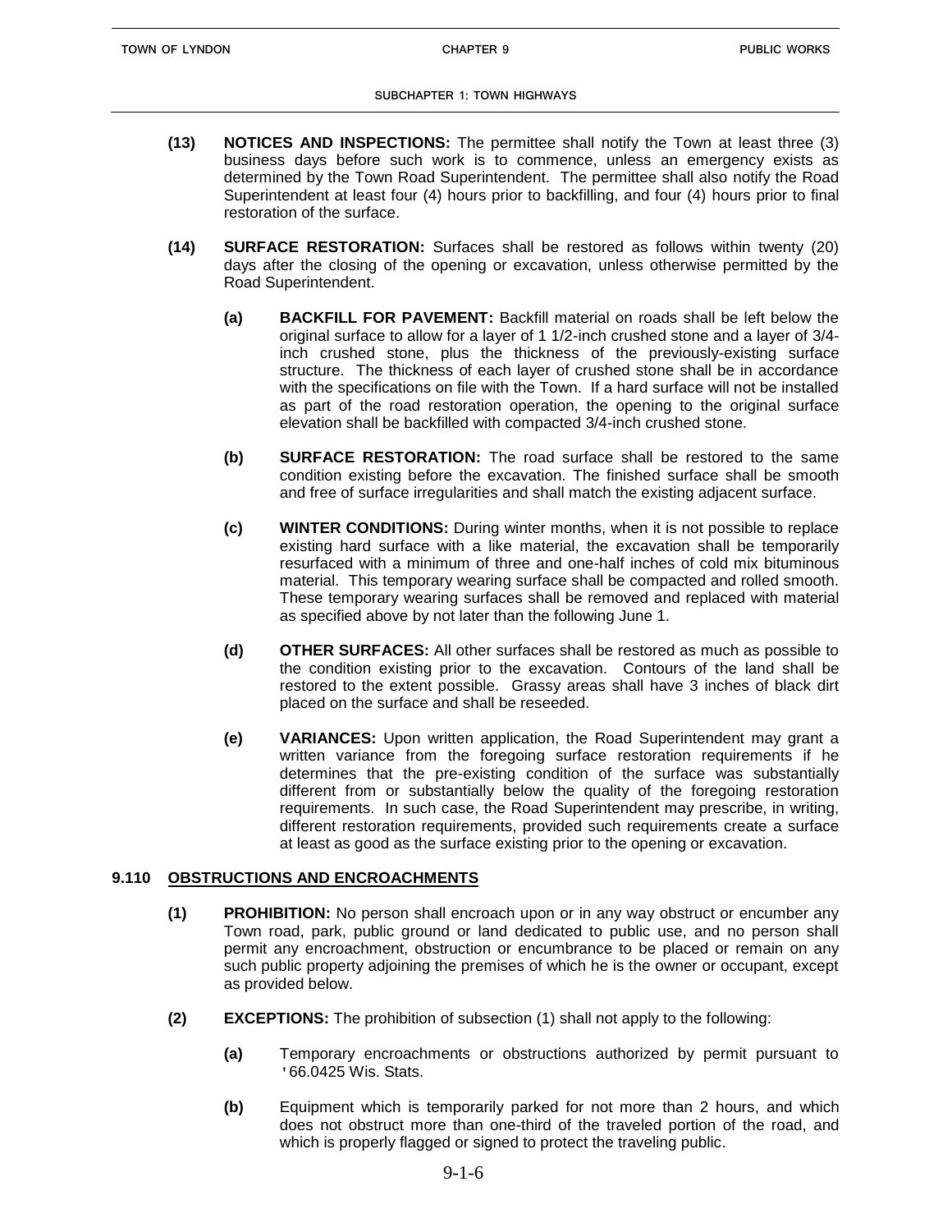**(13)** **NOTICES AND INSPECTIONS:** The permittee shall notify the Town at least three (3) business days before such work is to commence, unless an emergency exists as determined by the Town Road Superintendent. The permittee shall also notify the Road Superintendent at least four (4) hours prior to backfilling, and four (4) hours prior to final restoration of the surface.

**(14)** **SURFACE RESTORATION:** Surfaces shall be restored as follows within twenty (20) days after the closing of the opening or excavation, unless otherwise permitted by the Road Superintendent.

> **(a)** **BACKFILL FOR PAVEMENT:** Backfill material on roads shall be left below the original surface to allow for a layer of 1 1/2-inch crushed stone and a layer of 3/4-inch crushed stone, plus the thickness of the previously-existing surface structure. The thickness of each layer of crushed stone shall be in accordance with the specifications on file with the Town. If a hard surface will not be installed as part of the road restoration operation, the opening to the original surface elevation shall be backfilled with compacted 3/4-inch crushed stone.
>
> **(b)** **SURFACE RESTORATION:** The road surface shall be restored to the same condition existing before the excavation. The finished surface shall be smooth and free of surface irregularities and shall match the existing adjacent surface.
>
> **(c)** **WINTER CONDITIONS:** During winter months, when it is not possible to replace existing hard surface with a like material, the excavation shall be temporarily resurfaced with a minimum of three and one-half inches of cold mix bituminous material. This temporary wearing surface shall be compacted and rolled smooth. These temporary wearing surfaces shall be removed and replaced with material as specified above by not later than the following June 1.
>
> **(d)** **OTHER SURFACES:** All other surfaces shall be restored as much as possible to the condition existing prior to the excavation. Contours of the land shall be restored to the extent possible. Grassy areas shall have 3 inches of black dirt placed on the surface and shall be reseeded.
>
> **(e)** **VARIANCES:** Upon written application, the Road Superintendent may grant a written variance from the foregoing surface restoration requirements if he determines that the pre-existing condition of the surface was substantially different from or substantially below the quality of the foregoing restoration requirements. In such case, the Road Superintendent may prescribe, in writing, different restoration requirements, provided such requirements create a surface at least as good as the surface existing prior to the opening or excavation.

## 9.110 OBSTRUCTIONS AND ENCROACHMENTS

**(1)** **PROHIBITION:** No person shall encroach upon or in any way obstruct or encumber any Town road, park, public ground or land dedicated to public use, and no person shall permit any encroachment, obstruction or encumbrance to be placed or remain on any such public property adjoining the premises of which he is the owner or occupant, except as provided below.

**(2)** **EXCEPTIONS:** The prohibition of subsection (1) shall not apply to the following:

> **(a)** Temporary encroachments or obstructions authorized by permit pursuant to '66.0425 Wis. Stats.
>
> **(b)** Equipment which is temporarily parked for not more than 2 hours, and which does not obstruct more than one-third of the traveled portion of the road, and which is properly flagged or signed to protect the traveling public.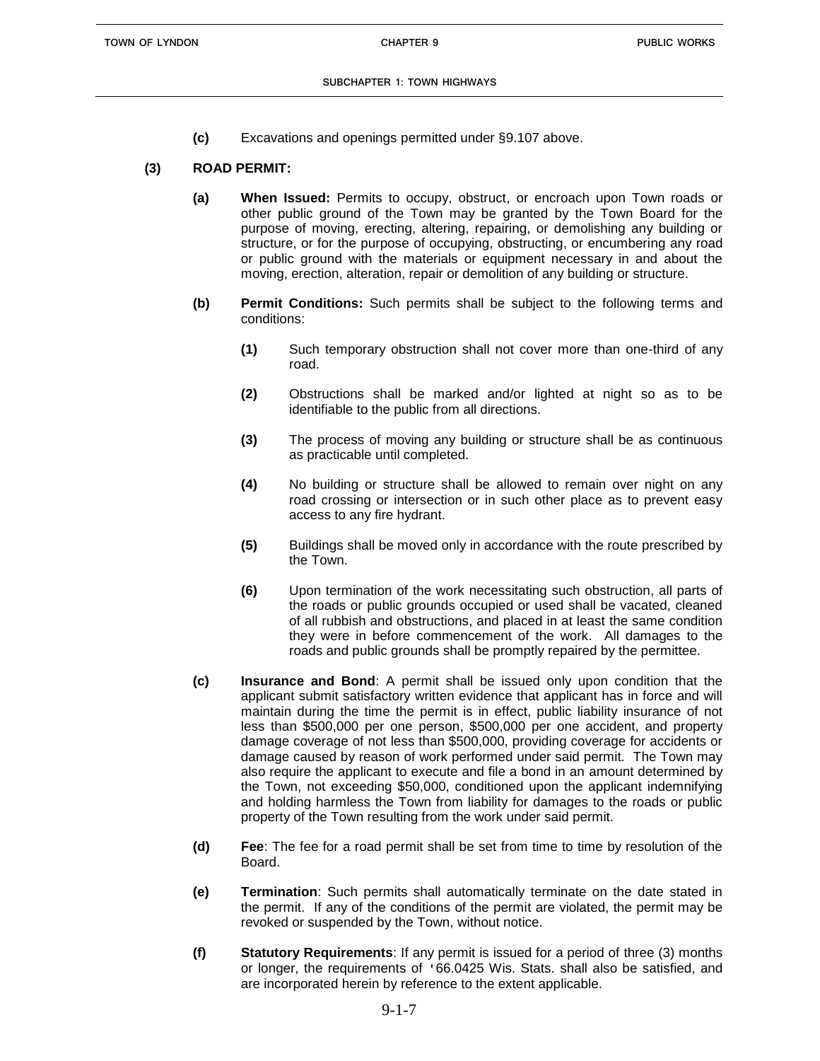**(c)** Excavations and openings permitted under §9.107 above.

**(3) ROAD PERMIT:**

**(a) When Issued:** Permits to occupy, obstruct, or encroach upon Town roads or other public ground of the Town may be granted by the Town Board for the purpose of moving, erecting, altering, repairing, or demolishing any building or structure, or for the purpose of occupying, obstructing, or encumbering any road or public ground with the materials or equipment necessary in and about the moving, erection, alteration, repair or demolition of any building or structure.

**(b) Permit Conditions:** Such permits shall be subject to the following terms and conditions:

**(1)** Such temporary obstruction shall not cover more than one-third of any road.

**(2)** Obstructions shall be marked and/or lighted at night so as to be identifiable to the public from all directions.

**(3)** The process of moving any building or structure shall be as continuous as practicable until completed.

**(4)** No building or structure shall be allowed to remain over night on any road crossing or intersection or in such other place as to prevent easy access to any fire hydrant.

**(5)** Buildings shall be moved only in accordance with the route prescribed by the Town.

**(6)** Upon termination of the work necessitating such obstruction, all parts of the roads or public grounds occupied or used shall be vacated, cleaned of all rubbish and obstructions, and placed in at least the same condition they were in before commencement of the work. All damages to the roads and public grounds shall be promptly repaired by the permittee.

**(c) Insurance and Bond**: A permit shall be issued only upon condition that the applicant submit satisfactory written evidence that applicant has in force and will maintain during the time the permit is in effect, public liability insurance of not less than $500,000 per one person, $500,000 per one accident, and property damage coverage of not less than $500,000, providing coverage for accidents or damage caused by reason of work performed under said permit. The Town may also require the applicant to execute and file a bond in an amount determined by the Town, not exceeding $50,000, conditioned upon the applicant indemnifying and holding harmless the Town from liability for damages to the roads or public property of the Town resulting from the work under said permit.

**(d) Fee**: The fee for a road permit shall be set from time to time by resolution of the Board.

**(e) Termination**: Such permits shall automatically terminate on the date stated in the permit. If any of the conditions of the permit are violated, the permit may be revoked or suspended by the Town, without notice.

**(f) Statutory Requirements**: If any permit is issued for a period of three (3) months or longer, the requirements of '66.0425 Wis. Stats. shall also be satisfied, and are incorporated herein by reference to the extent applicable.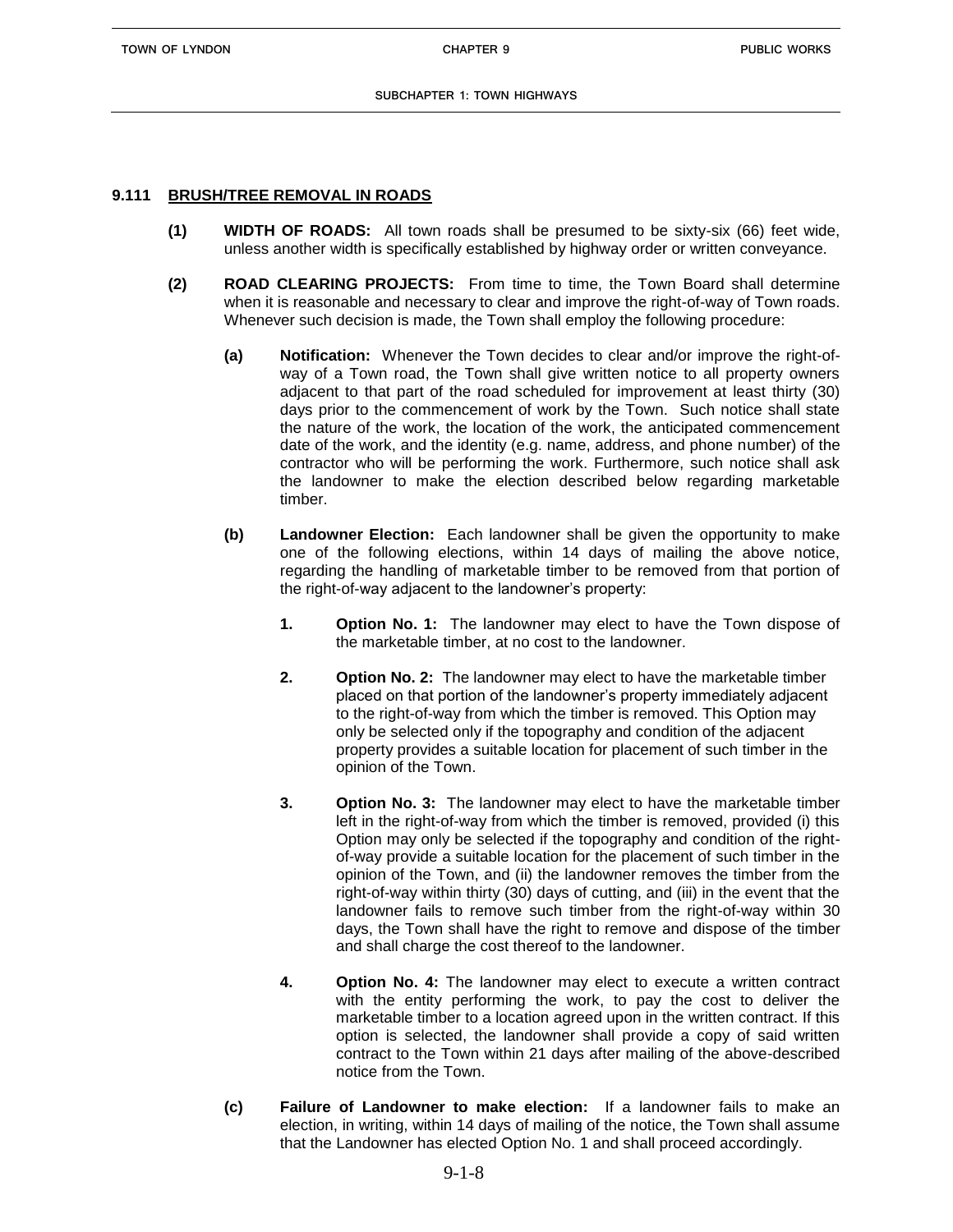## 9.111 BRUSH/TREE REMOVAL IN ROADS

**(1) WIDTH OF ROADS:** All town roads shall be presumed to be sixty-six (66) feet wide, unless another width is specifically established by highway order or written conveyance.

**(2) ROAD CLEARING PROJECTS:** From time to time, the Town Board shall determine when it is reasonable and necessary to clear and improve the right-of-way of Town roads. Whenever such decision is made, the Town shall employ the following procedure:

**(a) Notification:** Whenever the Town decides to clear and/or improve the right-of-way of a Town road, the Town shall give written notice to all property owners adjacent to that part of the road scheduled for improvement at least thirty (30) days prior to the commencement of work by the Town. Such notice shall state the nature of the work, the location of the work, the anticipated commencement date of the work, and the identity (e.g. name, address, and phone number) of the contractor who will be performing the work. Furthermore, such notice shall ask the landowner to make the election described below regarding marketable timber.

**(b) Landowner Election:** Each landowner shall be given the opportunity to make one of the following elections, within 14 days of mailing the above notice, regarding the handling of marketable timber to be removed from that portion of the right-of-way adjacent to the landowner's property:

1. **Option No. 1:** The landowner may elect to have the Town dispose of the marketable timber, at no cost to the landowner.

2. **Option No. 2:** The landowner may elect to have the marketable timber placed on that portion of the landowner's property immediately adjacent to the right-of-way from which the timber is removed. This Option may only be selected only if the topography and condition of the adjacent property provides a suitable location for placement of such timber in the opinion of the Town.

3. **Option No. 3:** The landowner may elect to have the marketable timber left in the right-of-way from which the timber is removed, provided (i) this Option may only be selected if the topography and condition of the right-of-way provide a suitable location for the placement of such timber in the opinion of the Town, and (ii) the landowner removes the timber from the right-of-way within thirty (30) days of cutting, and (iii) in the event that the landowner fails to remove such timber from the right-of-way within 30 days, the Town shall have the right to remove and dispose of the timber and shall charge the cost thereof to the landowner.

4. **Option No. 4:** The landowner may elect to execute a written contract with the entity performing the work, to pay the cost to deliver the marketable timber to a location agreed upon in the written contract. If this option is selected, the landowner shall provide a copy of said written contract to the Town within 21 days after mailing of the above-described notice from the Town.

**(c) Failure of Landowner to make election:** If a landowner fails to make an election, in writing, within 14 days of mailing of the notice, the Town shall assume that the Landowner has elected Option No. 1 and shall proceed accordingly.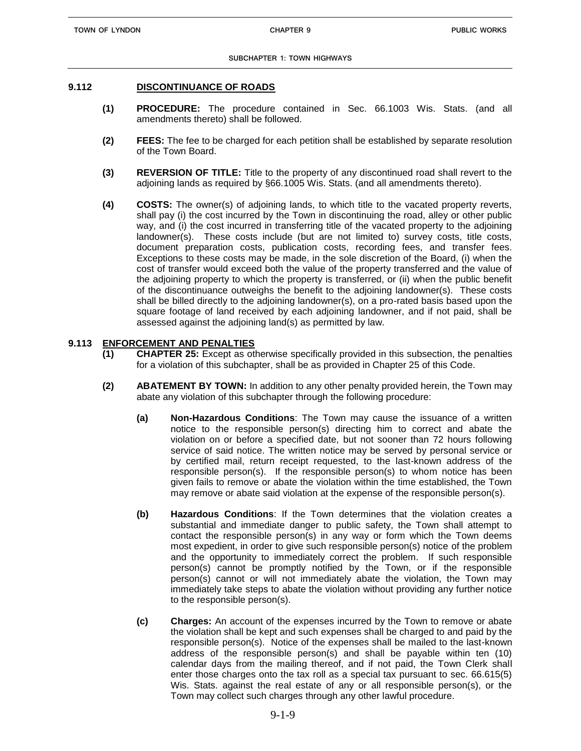## 9.112 DISCONTINUANCE OF ROADS

**(1) PROCEDURE:** The procedure contained in Sec. 66.1003 Wis. Stats. (and all amendments thereto) shall be followed.

**(2) FEES:** The fee to be charged for each petition shall be established by separate resolution of the Town Board.

**(3) REVERSION OF TITLE:** Title to the property of any discontinued road shall revert to the adjoining lands as required by §66.1005 Wis. Stats. (and all amendments thereto).

**(4) COSTS:** The owner(s) of adjoining lands, to which title to the vacated property reverts, shall pay (i) the cost incurred by the Town in discontinuing the road, alley or other public way, and (i) the cost incurred in transferring title of the vacated property to the adjoining landowner(s). These costs include (but are not limited to) survey costs, title costs, document preparation costs, publication costs, recording fees, and transfer fees. Exceptions to these costs may be made, in the sole discretion of the Board, (i) when the cost of transfer would exceed both the value of the property transferred and the value of the adjoining property to which the property is transferred, or (ii) when the public benefit of the discontinuance outweighs the benefit to the adjoining landowner(s). These costs shall be billed directly to the adjoining landowner(s), on a pro-rated basis based upon the square footage of land received by each adjoining landowner, and if not paid, shall be assessed against the adjoining land(s) as permitted by law.

## 9.113 ENFORCEMENT AND PENALTIES

**(1) CHAPTER 25:** Except as otherwise specifically provided in this subsection, the penalties for a violation of this subchapter, shall be as provided in Chapter 25 of this Code.

**(2) ABATEMENT BY TOWN:** In addition to any other penalty provided herein, the Town may abate any violation of this subchapter through the following procedure:

**(a) Non-Hazardous Conditions**: The Town may cause the issuance of a written notice to the responsible person(s) directing him to correct and abate the violation on or before a specified date, but not sooner than 72 hours following service of said notice. The written notice may be served by personal service or by certified mail, return receipt requested, to the last-known address of the responsible person(s). If the responsible person(s) to whom notice has been given fails to remove or abate the violation within the time established, the Town may remove or abate said violation at the expense of the responsible person(s).

**(b) Hazardous Conditions**: If the Town determines that the violation creates a substantial and immediate danger to public safety, the Town shall attempt to contact the responsible person(s) in any way or form which the Town deems most expedient, in order to give such responsible person(s) notice of the problem and the opportunity to immediately correct the problem. If such responsible person(s) cannot be promptly notified by the Town, or if the responsible person(s) cannot or will not immediately abate the violation, the Town may immediately take steps to abate the violation without providing any further notice to the responsible person(s).

**(c) Charges:** An account of the expenses incurred by the Town to remove or abate the violation shall be kept and such expenses shall be charged to and paid by the responsible person(s). Notice of the expenses shall be mailed to the last-known address of the responsible person(s) and shall be payable within ten (10) calendar days from the mailing thereof, and if not paid, the Town Clerk shall enter those charges onto the tax roll as a special tax pursuant to sec. 66.615(5) Wis. Stats. against the real estate of any or all responsible person(s), or the Town may collect such charges through any other lawful procedure.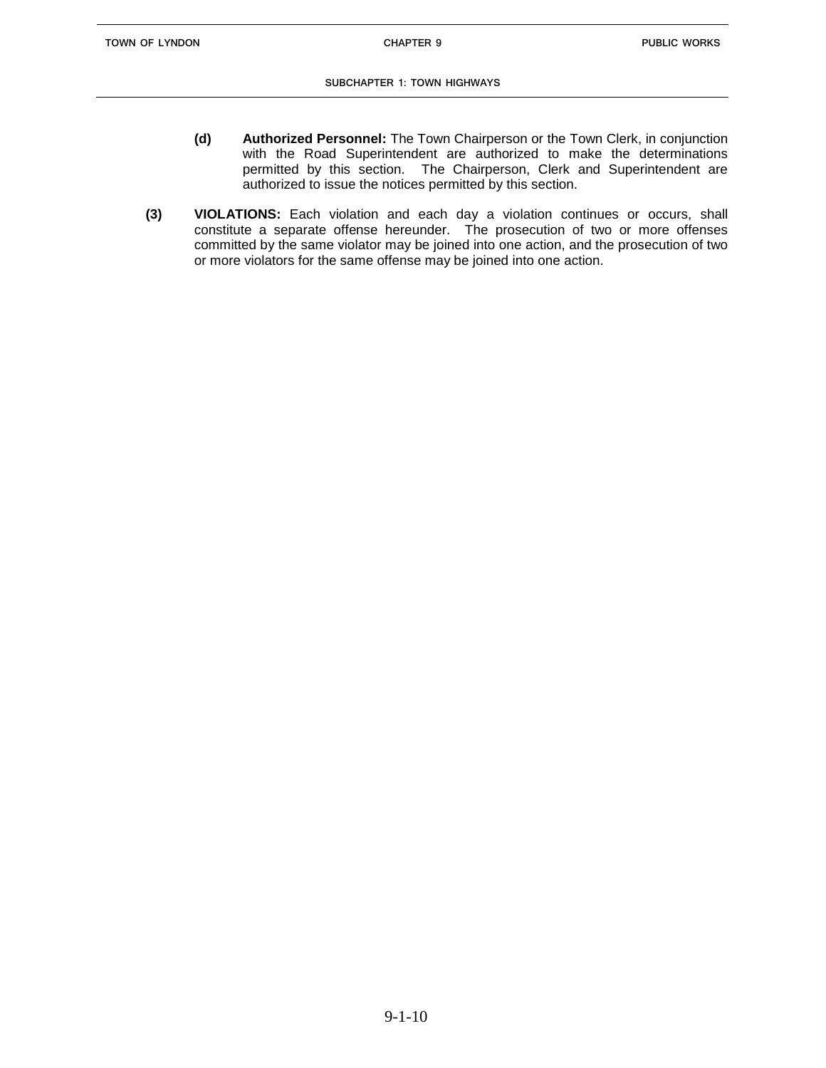**(d)** **Authorized Personnel:** The Town Chairperson or the Town Clerk, in conjunction with the Road Superintendent are authorized to make the determinations permitted by this section. The Chairperson, Clerk and Superintendent are authorized to issue the notices permitted by this section.

**(3)** **VIOLATIONS:** Each violation and each day a violation continues or occurs, shall constitute a separate offense hereunder. The prosecution of two or more offenses committed by the same violator may be joined into one action, and the prosecution of two or more violators for the same offense may be joined into one action.